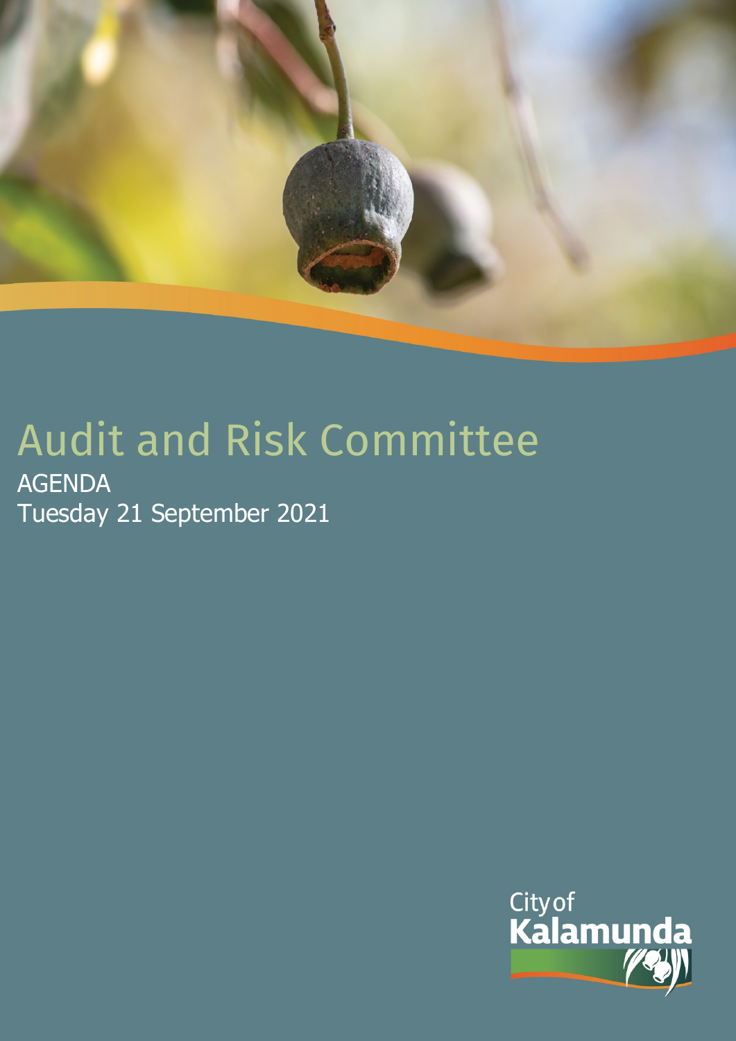# Audit and Risk Committee

AGENDA

Tuesday 21 September 2021

City of Kalamunda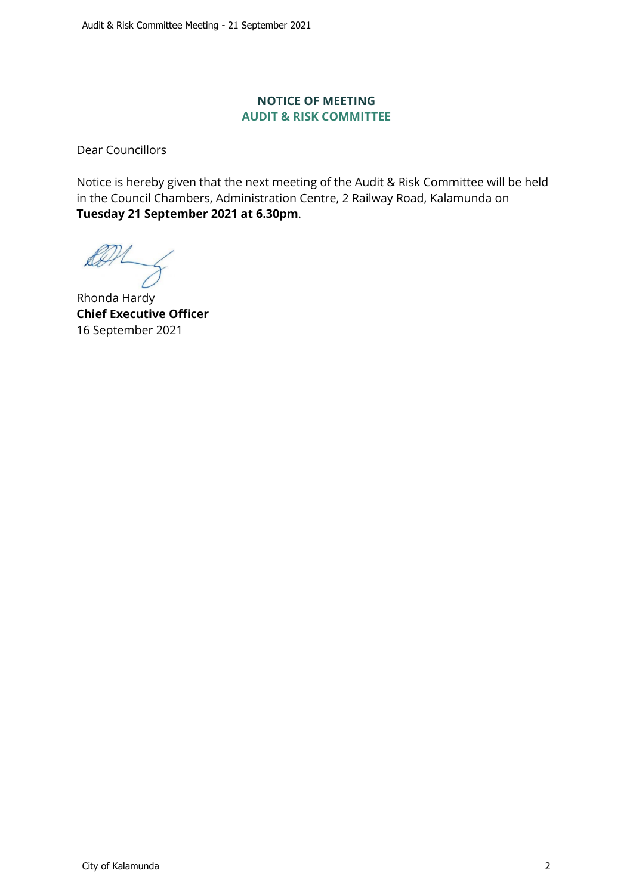## NOTICE OF MEETING
## AUDIT & RISK COMMITTEE

Dear Councillors

Notice is hereby given that the next meeting of the Audit & Risk Committee will be held in the Council Chambers, Administration Centre, 2 Railway Road, Kalamunda on **Tuesday 21 September 2021 at 6.30pm**.

Rhonda Hardy
**Chief Executive Officer**
16 September 2021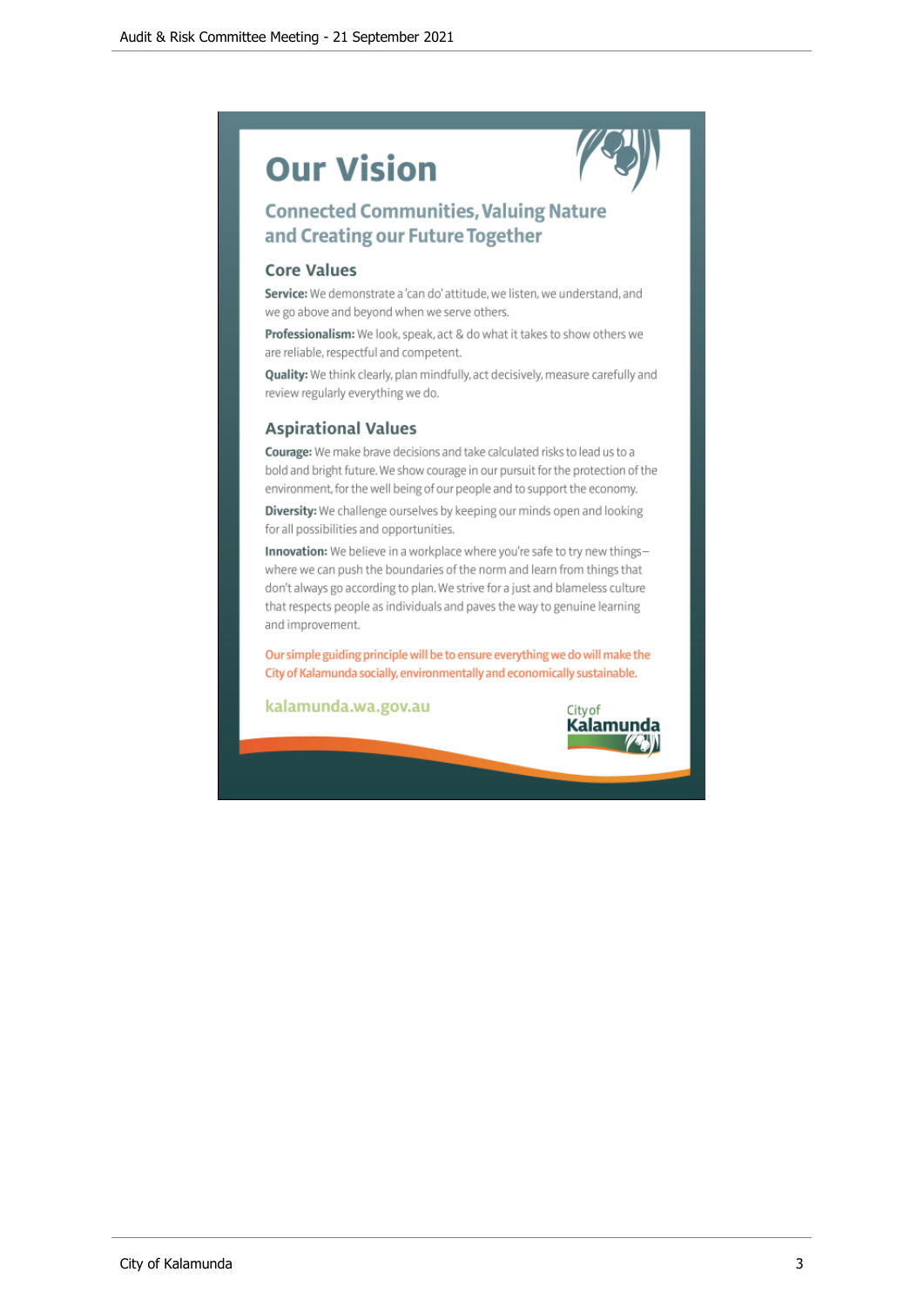# Our Vision

## Connected Communities, Valuing Nature and Creating our Future Together

### Core Values

**Service:** We demonstrate a 'can do' attitude, we listen, we understand, and we go above and beyond when we serve others.

**Professionalism:** We look, speak, act & do what it takes to show others we are reliable, respectful and competent.

**Quality:** We think clearly, plan mindfully, act decisively, measure carefully and review regularly everything we do.

### Aspirational Values

**Courage:** We make brave decisions and take calculated risks to lead us to a bold and bright future. We show courage in our pursuit for the protection of the environment, for the well being of our people and to support the economy.

**Diversity:** We challenge ourselves by keeping our minds open and looking for all possibilities and opportunities.

**Innovation:** We believe in a workplace where you're safe to try new things– where we can push the boundaries of the norm and learn from things that don't always go according to plan. We strive for a just and blameless culture that respects people as individuals and paves the way to genuine learning and improvement.

Our simple guiding principle will be to ensure everything we do will make the City of Kalamunda socially, environmentally and economically sustainable.

kalamunda.wa.gov.au

City of Kalamunda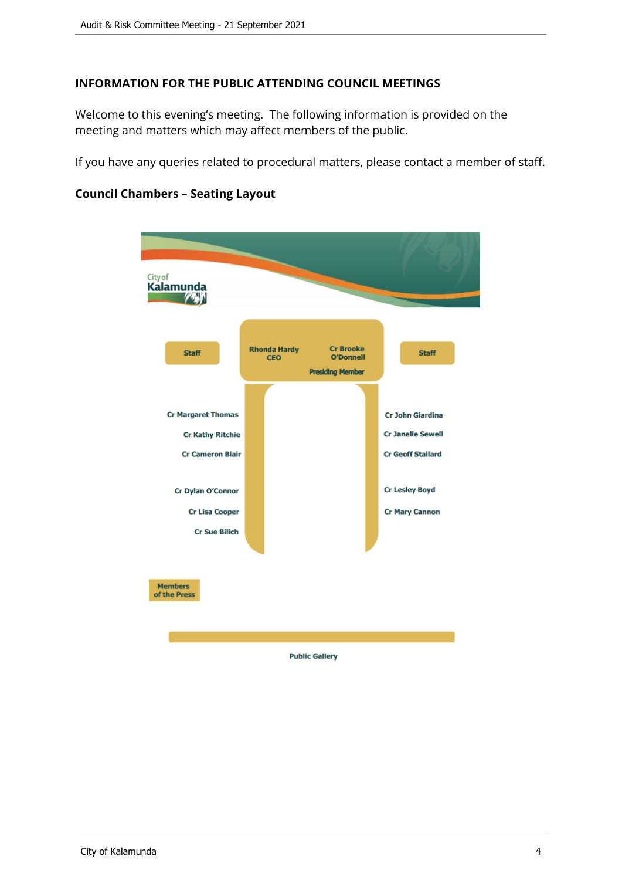## INFORMATION FOR THE PUBLIC ATTENDING COUNCIL MEETINGS

Welcome to this evening's meeting. The following information is provided on the meeting and matters which may affect members of the public.

If you have any queries related to procedural matters, please contact a member of staff.

### Council Chambers – Seating Layout

City of Kalamunda

Staff

Rhonda Hardy
CEO

Cr Brooke O'Donnell
Presiding Member

Staff

Cr Margaret Thomas

Cr Kathy Ritchie

Cr Cameron Blair

Cr Dylan O'Connor

Cr Lisa Cooper

Cr Sue Bilich

Cr John Giardina

Cr Janelle Sewell

Cr Geoff Stallard

Cr Lesley Boyd

Cr Mary Cannon

Members of the Press

Public Gallery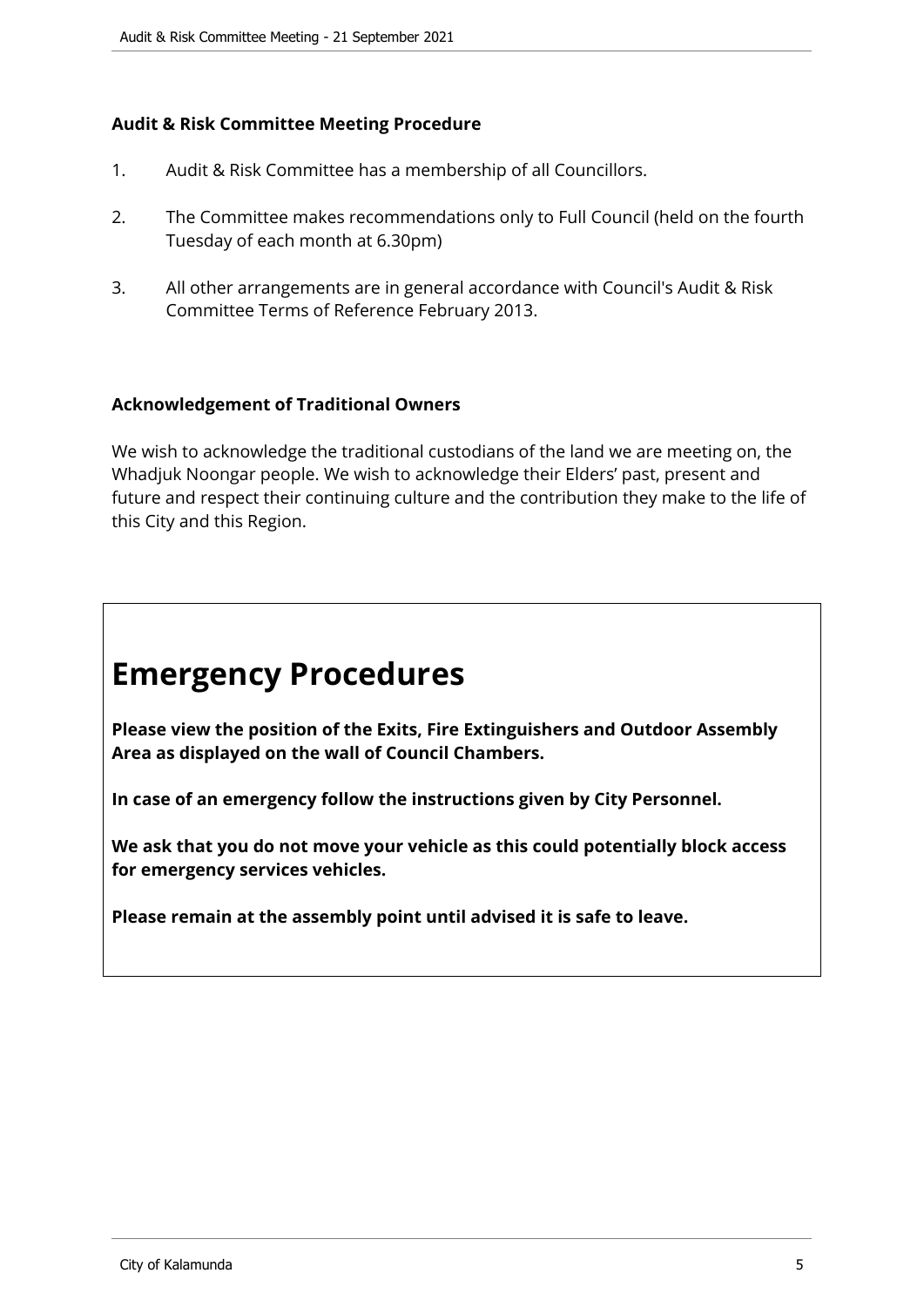**Audit & Risk Committee Meeting Procedure**

1. Audit & Risk Committee has a membership of all Councillors.

2. The Committee makes recommendations only to Full Council (held on the fourth Tuesday of each month at 6.30pm)

3. All other arrangements are in general accordance with Council's Audit & Risk Committee Terms of Reference February 2013.

**Acknowledgement of Traditional Owners**

We wish to acknowledge the traditional custodians of the land we are meeting on, the Whadjuk Noongar people. We wish to acknowledge their Elders' past, present and future and respect their continuing culture and the contribution they make to the life of this City and this Region.

# Emergency Procedures

**Please view the position of the Exits, Fire Extinguishers and Outdoor Assembly Area as displayed on the wall of Council Chambers.**

**In case of an emergency follow the instructions given by City Personnel.**

**We ask that you do not move your vehicle as this could potentially block access for emergency services vehicles.**

**Please remain at the assembly point until advised it is safe to leave.**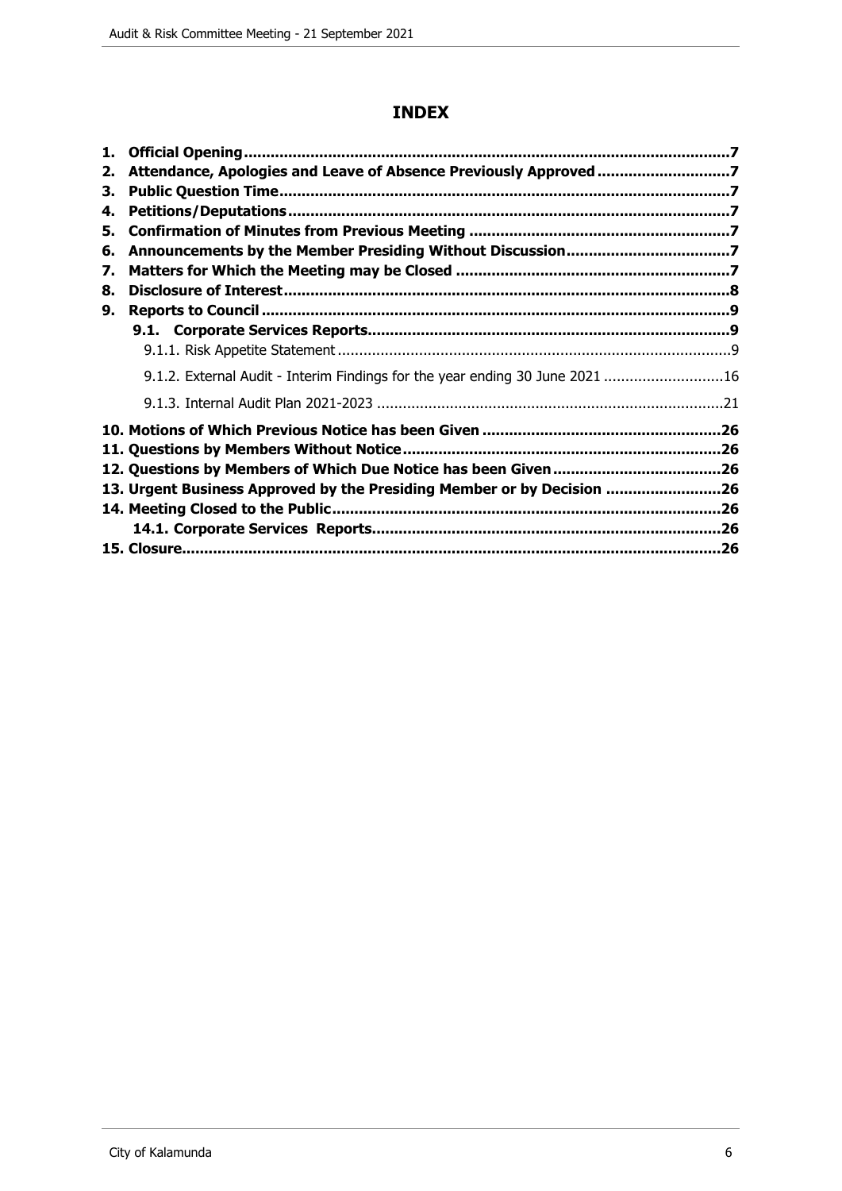# INDEX

1. **Official Opening** ..... 7
2. **Attendance, Apologies and Leave of Absence Previously Approved** ..... 7
3. **Public Question Time** ..... 7
4. **Petitions/Deputations** ..... 7
5. **Confirmation of Minutes from Previous Meeting** ..... 7
6. **Announcements by the Member Presiding Without Discussion** ..... 7
7. **Matters for Which the Meeting may be Closed** ..... 7
8. **Disclosure of Interest** ..... 8
9. **Reports to Council** ..... 9
   - **9.1. Corporate Services Reports** ..... 9
     - 9.1.1. Risk Appetite Statement ..... 9
     - 9.1.2. External Audit - Interim Findings for the year ending 30 June 2021 ..... 16
     - 9.1.3. Internal Audit Plan 2021-2023 ..... 21
10. **Motions of Which Previous Notice has been Given** ..... 26
11. **Questions by Members Without Notice** ..... 26
12. **Questions by Members of Which Due Notice has been Given** ..... 26
13. **Urgent Business Approved by the Presiding Member or by Decision** ..... 26
14. **Meeting Closed to the Public** ..... 26
    - **14.1. Corporate Services Reports** ..... 26
15. **Closure** ..... 26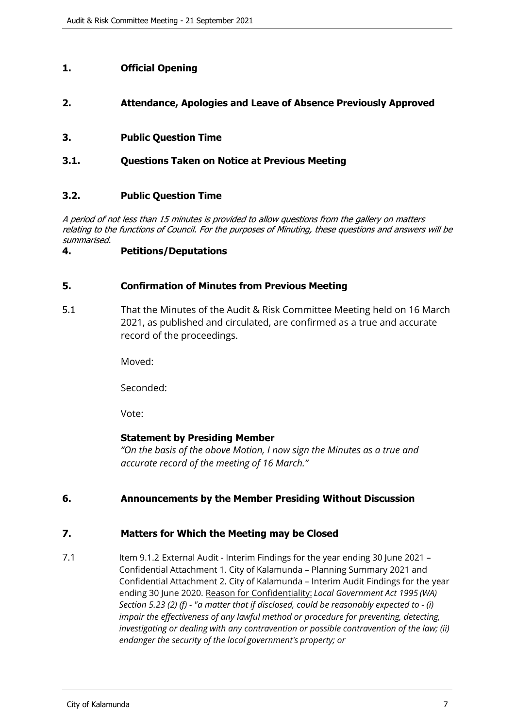## 1. Official Opening

## 2. Attendance, Apologies and Leave of Absence Previously Approved

## 3. Public Question Time

### 3.1. Questions Taken on Notice at Previous Meeting

### 3.2. Public Question Time

*A period of not less than 15 minutes is provided to allow questions from the gallery on matters relating to the functions of Council. For the purposes of Minuting, these questions and answers will be summarised.*

## 4. Petitions/Deputations

## 5. Confirmation of Minutes from Previous Meeting

5.1 That the Minutes of the Audit & Risk Committee Meeting held on 16 March 2021, as published and circulated, are confirmed as a true and accurate record of the proceedings.

Moved:

Seconded:

Vote:

**Statement by Presiding Member**

*"On the basis of the above Motion, I now sign the Minutes as a true and accurate record of the meeting of 16 March."*

## 6. Announcements by the Member Presiding Without Discussion

## 7. Matters for Which the Meeting may be Closed

7.1 Item 9.1.2 External Audit - Interim Findings for the year ending 30 June 2021 – Confidential Attachment 1. City of Kalamunda – Planning Summary 2021 and Confidential Attachment 2. City of Kalamunda – Interim Audit Findings for the year ending 30 June 2020. Reason for Confidentiality: *Local Government Act 1995 (WA) Section 5.23 (2) (f) - "a matter that if disclosed, could be reasonably expected to - (i) impair the effectiveness of any lawful method or procedure for preventing, detecting, investigating or dealing with any contravention or possible contravention of the law; (ii) endanger the security of the local government's property; or*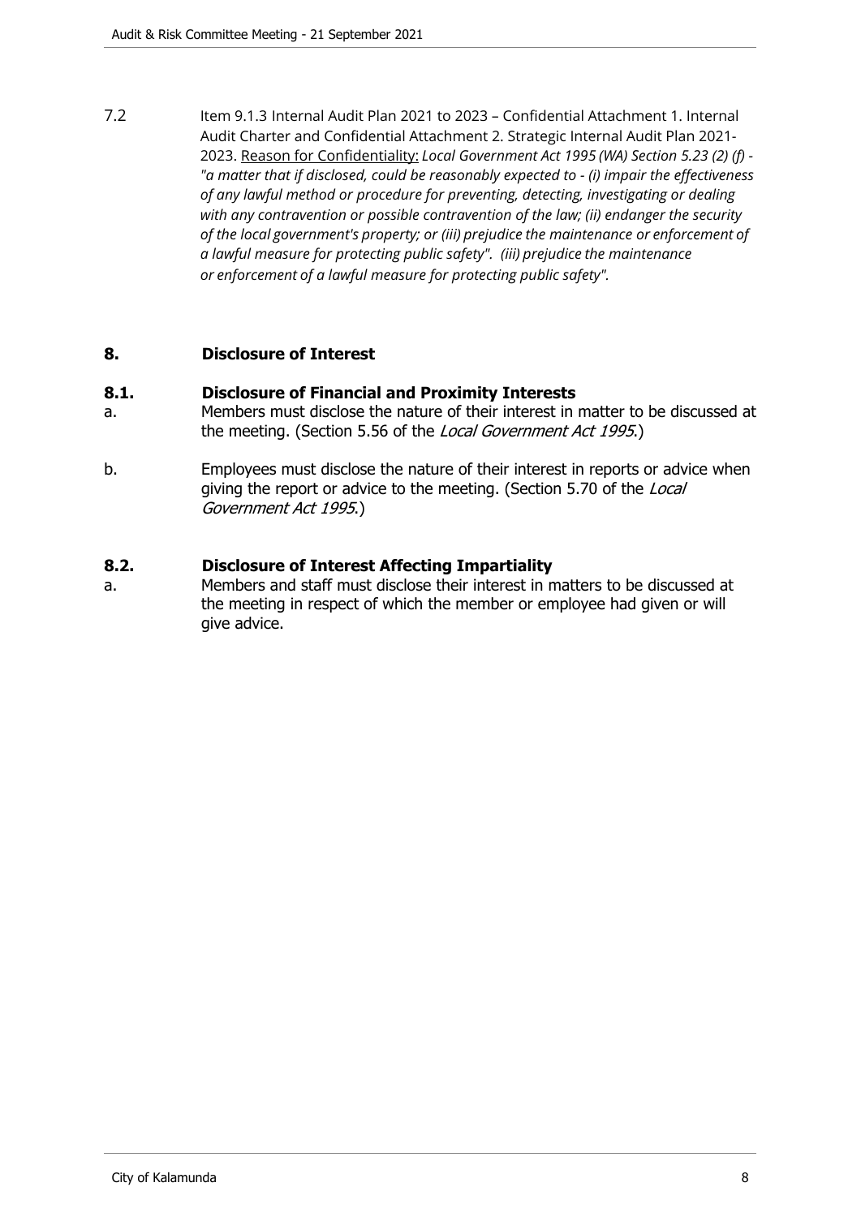7.2 Item 9.1.3 Internal Audit Plan 2021 to 2023 – Confidential Attachment 1. Internal Audit Charter and Confidential Attachment 2. Strategic Internal Audit Plan 2021-2023. Reason for Confidentiality: *Local Government Act 1995 (WA) Section 5.23 (2) (f) - "a matter that if disclosed, could be reasonably expected to - (i) impair the effectiveness of any lawful method or procedure for preventing, detecting, investigating or dealing with any contravention or possible contravention of the law; (ii) endanger the security of the local government's property; or (iii) prejudice the maintenance or enforcement of a lawful measure for protecting public safety". (iii) prejudice the maintenance or enforcement of a lawful measure for protecting public safety".*

## 8. Disclosure of Interest

### 8.1. Disclosure of Financial and Proximity Interests

a. Members must disclose the nature of their interest in matter to be discussed at the meeting. (Section 5.56 of the *Local Government Act 1995*.)

b. Employees must disclose the nature of their interest in reports or advice when giving the report or advice to the meeting. (Section 5.70 of the *Local Government Act 1995*.)

### 8.2. Disclosure of Interest Affecting Impartiality

a. Members and staff must disclose their interest in matters to be discussed at the meeting in respect of which the member or employee had given or will give advice.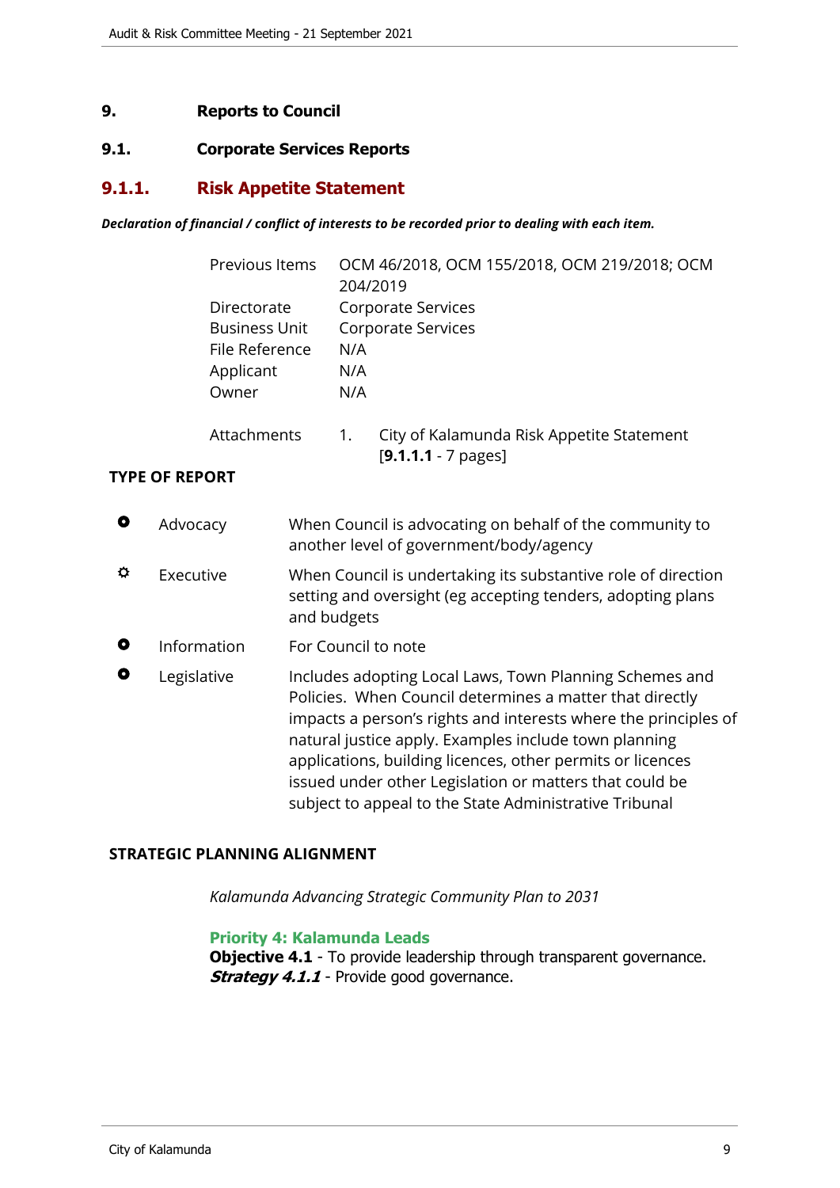# 9. Reports to Council

## 9.1. Corporate Services Reports

### 9.1.1. Risk Appetite Statement

***Declaration of financial / conflict of interests to be recorded prior to dealing with each item.***

| | |
|---|---|
| Previous Items | OCM 46/2018, OCM 155/2018, OCM 219/2018; OCM 204/2019 |
| Directorate | Corporate Services |
| Business Unit | Corporate Services |
| File Reference | N/A |
| Applicant | N/A |
| Owner | N/A |
| Attachments | 1. City of Kalamunda Risk Appetite Statement [**9.1.1.1** - 7 pages] |

**TYPE OF REPORT**

| | | |
|---|---|---|
| ● | Advocacy | When Council is advocating on behalf of the community to another level of government/body/agency |
| ✪ | Executive | When Council is undertaking its substantive role of direction setting and oversight (eg accepting tenders, adopting plans and budgets |
| ● | Information | For Council to note |
| ● | Legislative | Includes adopting Local Laws, Town Planning Schemes and Policies. When Council determines a matter that directly impacts a person's rights and interests where the principles of natural justice apply. Examples include town planning applications, building licences, other permits or licences issued under other Legislation or matters that could be subject to appeal to the State Administrative Tribunal |

**STRATEGIC PLANNING ALIGNMENT**

*Kalamunda Advancing Strategic Community Plan to 2031*

**Priority 4: Kalamunda Leads**
**Objective 4.1** - To provide leadership through transparent governance.
***Strategy 4.1.1*** - Provide good governance.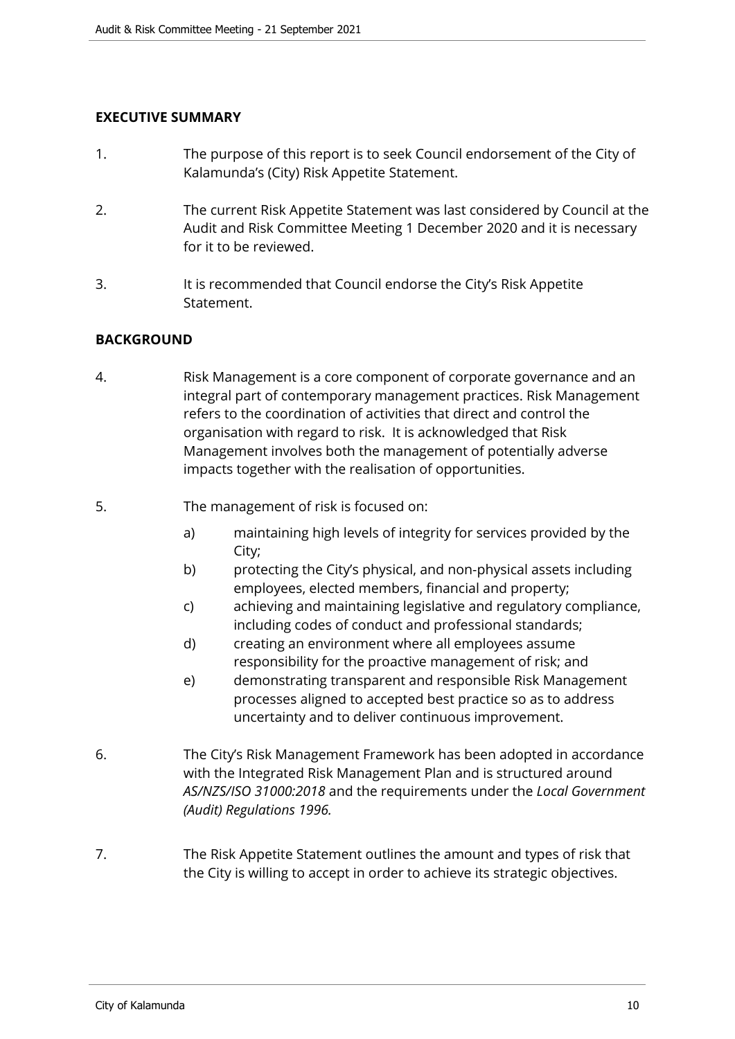## EXECUTIVE SUMMARY

1. The purpose of this report is to seek Council endorsement of the City of Kalamunda's (City) Risk Appetite Statement.

2. The current Risk Appetite Statement was last considered by Council at the Audit and Risk Committee Meeting 1 December 2020 and it is necessary for it to be reviewed.

3. It is recommended that Council endorse the City's Risk Appetite Statement.

## BACKGROUND

4. Risk Management is a core component of corporate governance and an integral part of contemporary management practices. Risk Management refers to the coordination of activities that direct and control the organisation with regard to risk. It is acknowledged that Risk Management involves both the management of potentially adverse impacts together with the realisation of opportunities.

5. The management of risk is focused on:

   a) maintaining high levels of integrity for services provided by the City;
   b) protecting the City's physical, and non-physical assets including employees, elected members, financial and property;
   c) achieving and maintaining legislative and regulatory compliance, including codes of conduct and professional standards;
   d) creating an environment where all employees assume responsibility for the proactive management of risk; and
   e) demonstrating transparent and responsible Risk Management processes aligned to accepted best practice so as to address uncertainty and to deliver continuous improvement.

6. The City's Risk Management Framework has been adopted in accordance with the Integrated Risk Management Plan and is structured around *AS/NZS/ISO 31000:2018* and the requirements under the *Local Government (Audit) Regulations 1996.*

7. The Risk Appetite Statement outlines the amount and types of risk that the City is willing to accept in order to achieve its strategic objectives.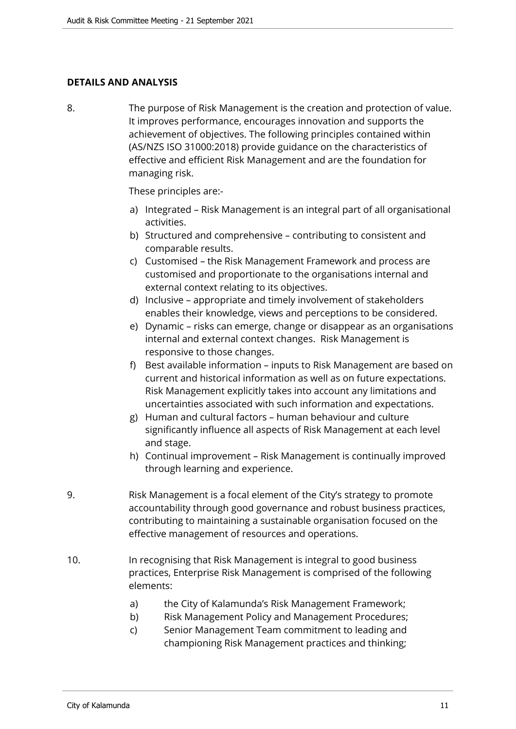## DETAILS AND ANALYSIS

8. The purpose of Risk Management is the creation and protection of value. It improves performance, encourages innovation and supports the achievement of objectives. The following principles contained within (AS/NZS ISO 31000:2018) provide guidance on the characteristics of effective and efficient Risk Management and are the foundation for managing risk.

   These principles are:-

   a) Integrated – Risk Management is an integral part of all organisational activities.
   b) Structured and comprehensive – contributing to consistent and comparable results.
   c) Customised – the Risk Management Framework and process are customised and proportionate to the organisations internal and external context relating to its objectives.
   d) Inclusive – appropriate and timely involvement of stakeholders enables their knowledge, views and perceptions to be considered.
   e) Dynamic – risks can emerge, change or disappear as an organisations internal and external context changes. Risk Management is responsive to those changes.
   f) Best available information – inputs to Risk Management are based on current and historical information as well as on future expectations. Risk Management explicitly takes into account any limitations and uncertainties associated with such information and expectations.
   g) Human and cultural factors – human behaviour and culture significantly influence all aspects of Risk Management at each level and stage.
   h) Continual improvement – Risk Management is continually improved through learning and experience.

9. Risk Management is a focal element of the City's strategy to promote accountability through good governance and robust business practices, contributing to maintaining a sustainable organisation focused on the effective management of resources and operations.

10. In recognising that Risk Management is integral to good business practices, Enterprise Risk Management is comprised of the following elements:

    a) the City of Kalamunda's Risk Management Framework;
    b) Risk Management Policy and Management Procedures;
    c) Senior Management Team commitment to leading and championing Risk Management practices and thinking;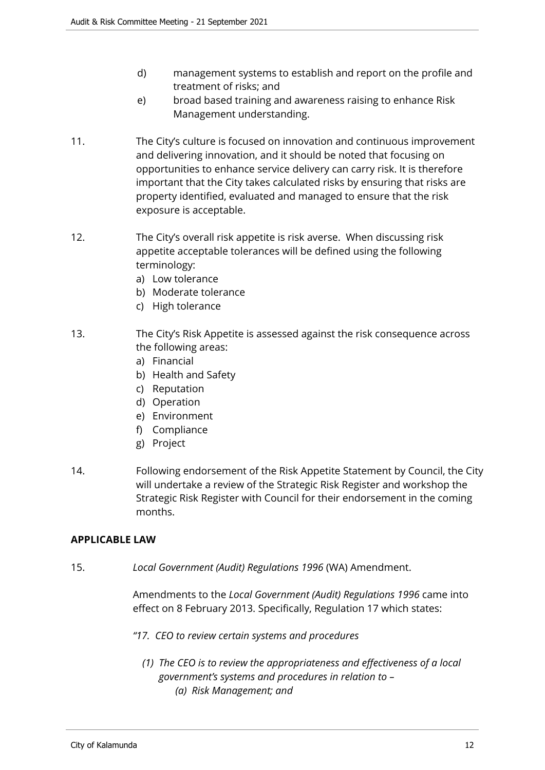d) management systems to establish and report on the profile and treatment of risks; and

e) broad based training and awareness raising to enhance Risk Management understanding.

11. The City's culture is focused on innovation and continuous improvement and delivering innovation, and it should be noted that focusing on opportunities to enhance service delivery can carry risk. It is therefore important that the City takes calculated risks by ensuring that risks are property identified, evaluated and managed to ensure that the risk exposure is acceptable.

12. The City's overall risk appetite is risk averse. When discussing risk appetite acceptable tolerances will be defined using the following terminology:
    a) Low tolerance
    b) Moderate tolerance
    c) High tolerance

13. The City's Risk Appetite is assessed against the risk consequence across the following areas:
    a) Financial
    b) Health and Safety
    c) Reputation
    d) Operation
    e) Environment
    f) Compliance
    g) Project

14. Following endorsement of the Risk Appetite Statement by Council, the City will undertake a review of the Strategic Risk Register and workshop the Strategic Risk Register with Council for their endorsement in the coming months.

**APPLICABLE LAW**

15. *Local Government (Audit) Regulations 1996* (WA) Amendment.

    Amendments to the *Local Government (Audit) Regulations 1996* came into effect on 8 February 2013. Specifically, Regulation 17 which states:

    *"17. CEO to review certain systems and procedures*

    *(1) The CEO is to review the appropriateness and effectiveness of a local government's systems and procedures in relation to –*
    *(a) Risk Management; and*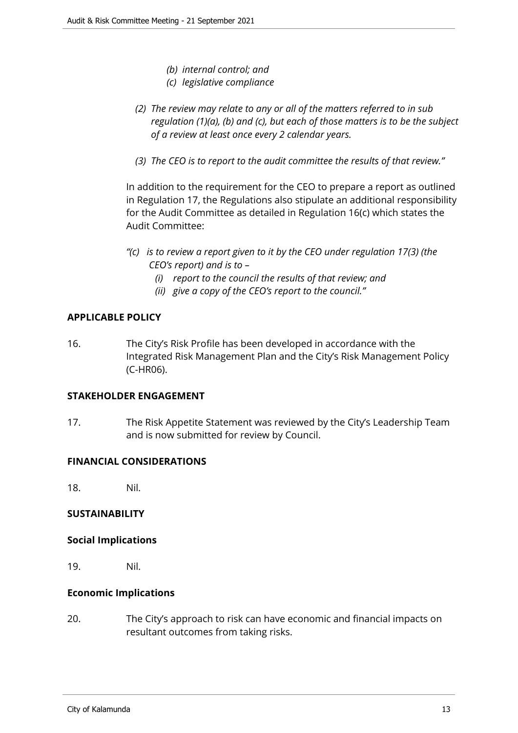*(b) internal control; and*
*(c) legislative compliance*

*(2) The review may relate to any or all of the matters referred to in sub regulation (1)(a), (b) and (c), but each of those matters is to be the subject of a review at least once every 2 calendar years.*

*(3) The CEO is to report to the audit committee the results of that review."*

In addition to the requirement for the CEO to prepare a report as outlined in Regulation 17, the Regulations also stipulate an additional responsibility for the Audit Committee as detailed in Regulation 16(c) which states the Audit Committee:

*"(c) is to review a report given to it by the CEO under regulation 17(3) (the CEO's report) and is to –*
*(i) report to the council the results of that review; and*
*(ii) give a copy of the CEO's report to the council."*

**APPLICABLE POLICY**

16. The City's Risk Profile has been developed in accordance with the Integrated Risk Management Plan and the City's Risk Management Policy (C-HR06).

**STAKEHOLDER ENGAGEMENT**

17. The Risk Appetite Statement was reviewed by the City's Leadership Team and is now submitted for review by Council.

**FINANCIAL CONSIDERATIONS**

18. Nil.

**SUSTAINABILITY**

**Social Implications**

19. Nil.

**Economic Implications**

20. The City's approach to risk can have economic and financial impacts on resultant outcomes from taking risks.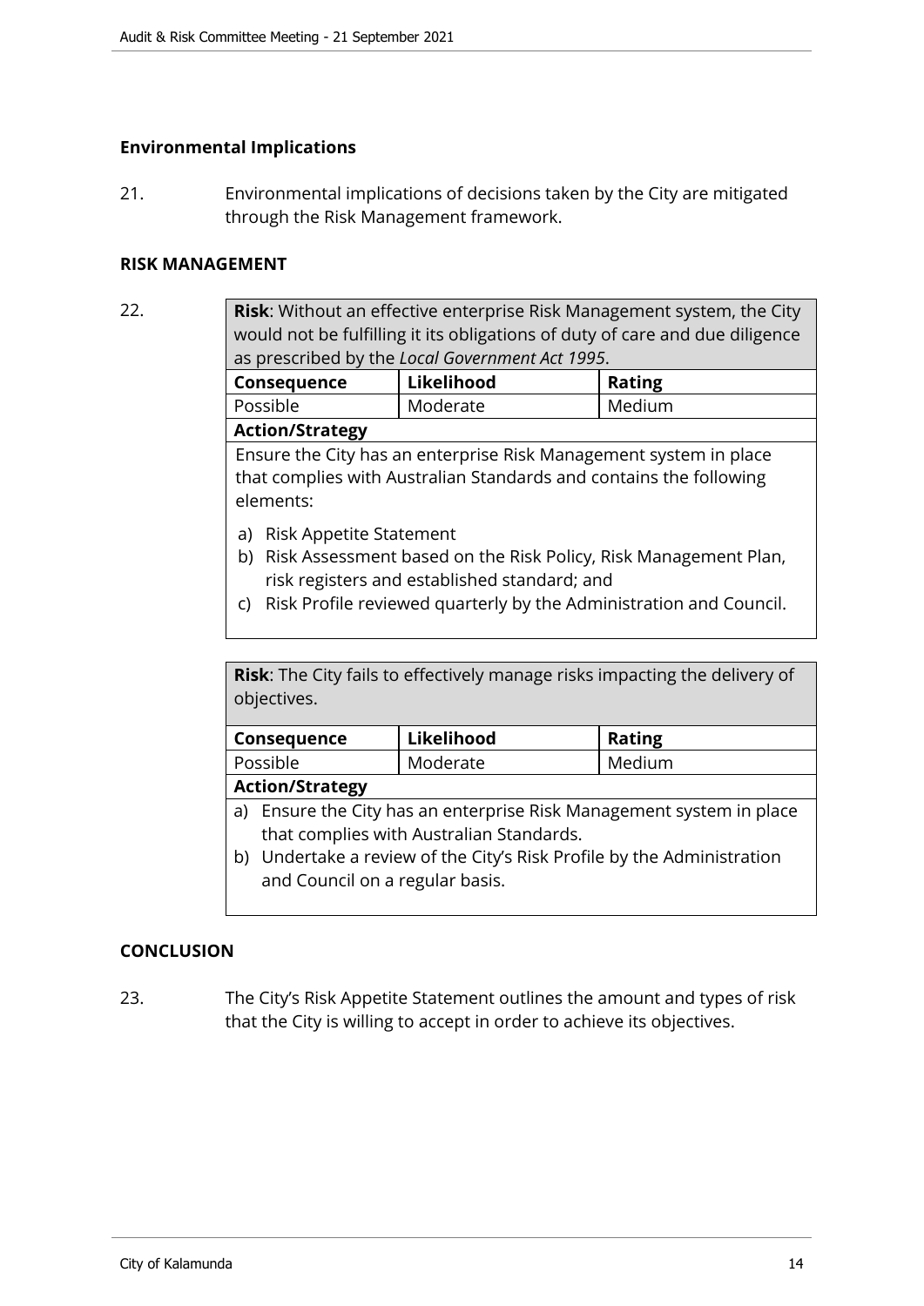### Environmental Implications

21. Environmental implications of decisions taken by the City are mitigated through the Risk Management framework.

### RISK MANAGEMENT

22.

| **Risk**: Without an effective enterprise Risk Management system, the City would not be fulfilling it its obligations of duty of care and due diligence as prescribed by the *Local Government Act 1995*. | | |
|---|---|---|
| **Consequence** | **Likelihood** | **Rating** |
| Possible | Moderate | Medium |
| **Action/Strategy** | | |
| Ensure the City has an enterprise Risk Management system in place that complies with Australian Standards and contains the following elements:<br>a) Risk Appetite Statement<br>b) Risk Assessment based on the Risk Policy, Risk Management Plan, risk registers and established standard; and<br>c) Risk Profile reviewed quarterly by the Administration and Council. | | |

| **Risk**: The City fails to effectively manage risks impacting the delivery of objectives. | | |
|---|---|---|
| **Consequence** | **Likelihood** | **Rating** |
| Possible | Moderate | Medium |
| **Action/Strategy** | | |
| a) Ensure the City has an enterprise Risk Management system in place that complies with Australian Standards.<br>b) Undertake a review of the City's Risk Profile by the Administration and Council on a regular basis. | | |

### CONCLUSION

23. The City's Risk Appetite Statement outlines the amount and types of risk that the City is willing to accept in order to achieve its objectives.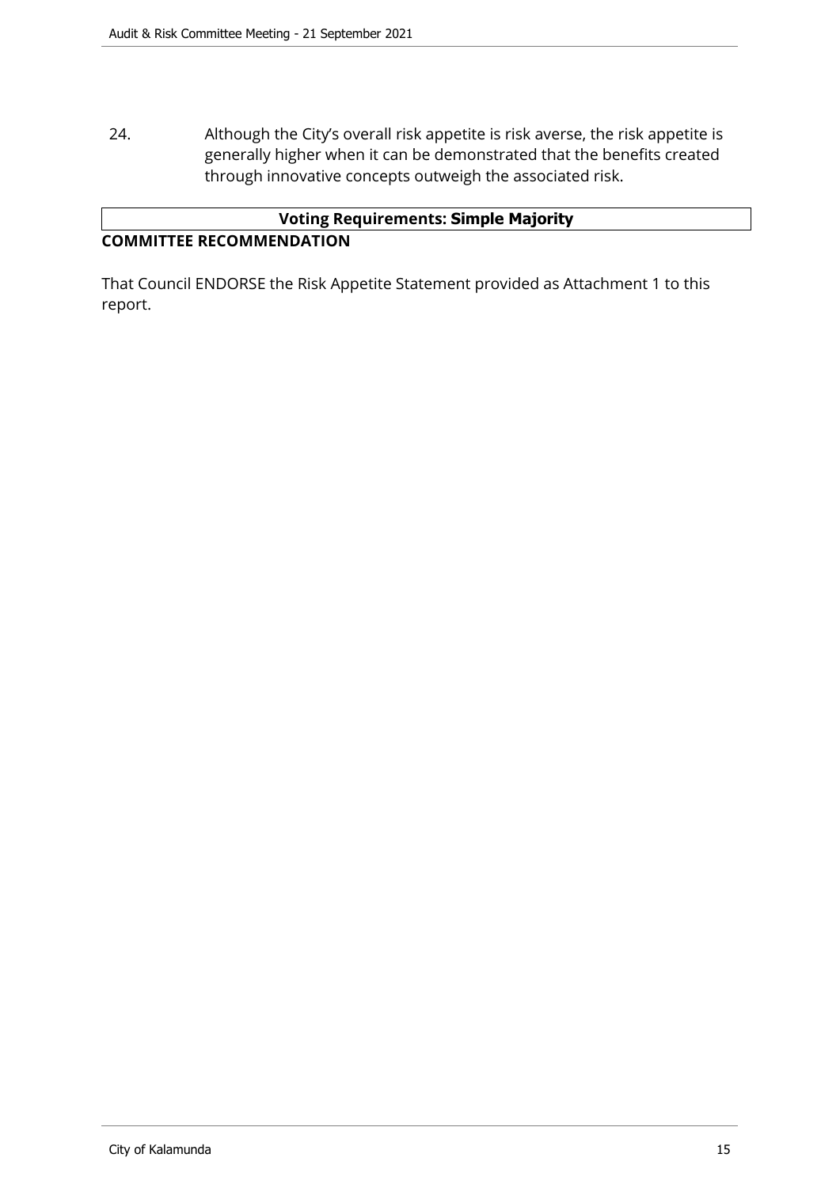24. Although the City's overall risk appetite is risk averse, the risk appetite is generally higher when it can be demonstrated that the benefits created through innovative concepts outweigh the associated risk.

| **Voting Requirements: Simple Majority** |
| --- |

**COMMITTEE RECOMMENDATION**

That Council ENDORSE the Risk Appetite Statement provided as Attachment 1 to this report.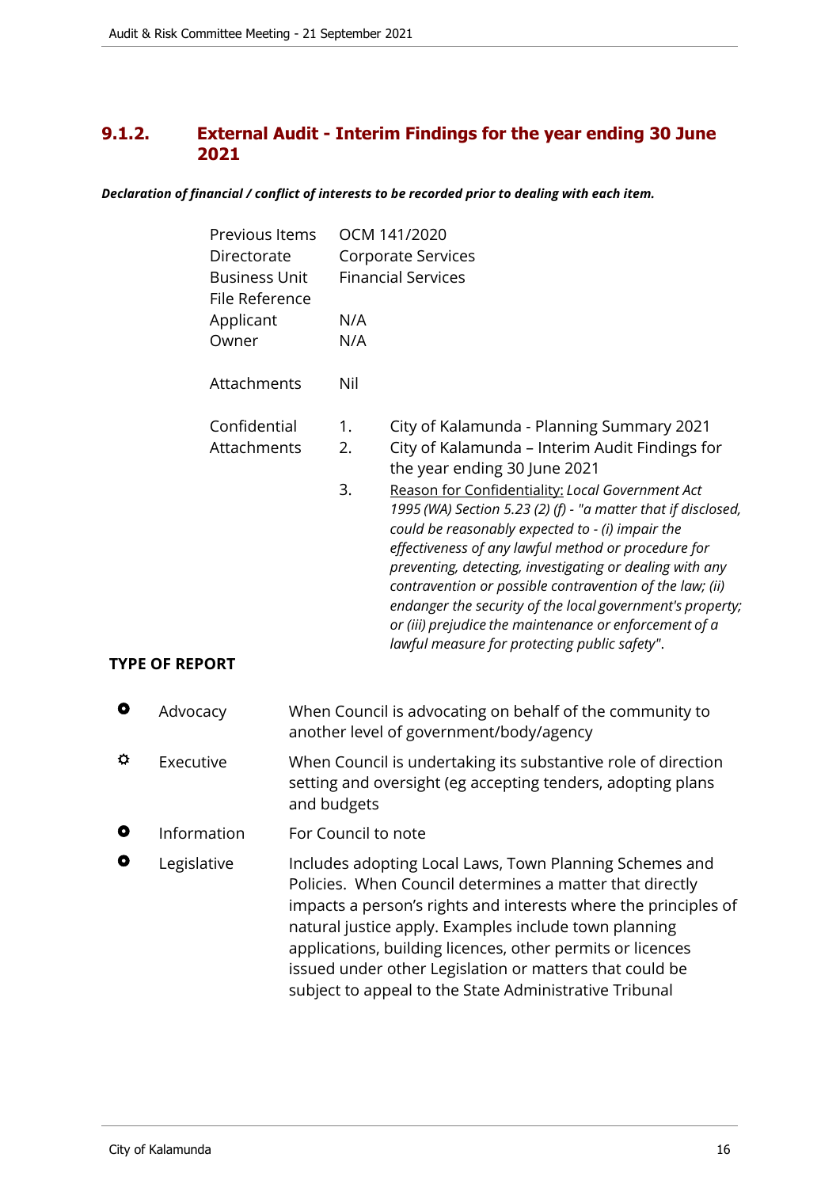## 9.1.2. External Audit - Interim Findings for the year ending 30 June 2021

***Declaration of financial / conflict of interests to be recorded prior to dealing with each item.***

| | | |
|---|---|---|
| Previous Items | OCM 141/2020 | |
| Directorate | Corporate Services | |
| Business Unit | Financial Services | |
| File Reference | | |
| Applicant | N/A | |
| Owner | N/A | |
| | | |
| Attachments | Nil | |
| | | |
| Confidential Attachments | 1. | City of Kalamunda - Planning Summary 2021 |
| | 2. | City of Kalamunda – Interim Audit Findings for the year ending 30 June 2021 |
| | 3. | Reason for Confidentiality: *Local Government Act 1995 (WA) Section 5.23 (2) (f) - "a matter that if disclosed, could be reasonably expected to - (i) impair the effectiveness of any lawful method or procedure for preventing, detecting, investigating or dealing with any contravention or possible contravention of the law; (ii) endanger the security of the local government's property; or (iii) prejudice the maintenance or enforcement of a lawful measure for protecting public safety"*. |

**TYPE OF REPORT**

| | | |
|---|---|---|
| ○ | Advocacy | When Council is advocating on behalf of the community to another level of government/body/agency |
| ✓ | Executive | When Council is undertaking its substantive role of direction setting and oversight (eg accepting tenders, adopting plans and budgets |
| ○ | Information | For Council to note |
| ○ | Legislative | Includes adopting Local Laws, Town Planning Schemes and Policies. When Council determines a matter that directly impacts a person's rights and interests where the principles of natural justice apply. Examples include town planning applications, building licences, other permits or licences issued under other Legislation or matters that could be subject to appeal to the State Administrative Tribunal |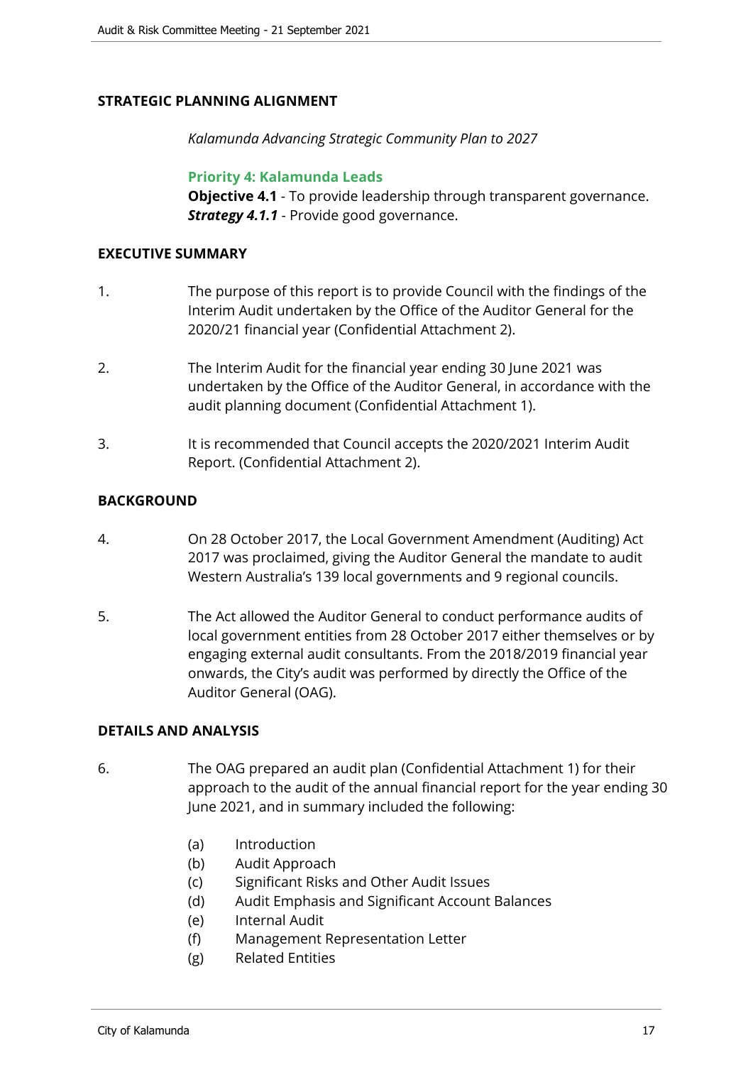## STRATEGIC PLANNING ALIGNMENT

*Kalamunda Advancing Strategic Community Plan to 2027*

**Priority 4: Kalamunda Leads**
**Objective 4.1** - To provide leadership through transparent governance.
***Strategy 4.1.1*** - Provide good governance.

## EXECUTIVE SUMMARY

1. The purpose of this report is to provide Council with the findings of the Interim Audit undertaken by the Office of the Auditor General for the 2020/21 financial year (Confidential Attachment 2).

2. The Interim Audit for the financial year ending 30 June 2021 was undertaken by the Office of the Auditor General, in accordance with the audit planning document (Confidential Attachment 1).

3. It is recommended that Council accepts the 2020/2021 Interim Audit Report. (Confidential Attachment 2).

## BACKGROUND

4. On 28 October 2017, the Local Government Amendment (Auditing) Act 2017 was proclaimed, giving the Auditor General the mandate to audit Western Australia's 139 local governments and 9 regional councils.

5. The Act allowed the Auditor General to conduct performance audits of local government entities from 28 October 2017 either themselves or by engaging external audit consultants. From the 2018/2019 financial year onwards, the City's audit was performed by directly the Office of the Auditor General (OAG).

## DETAILS AND ANALYSIS

6. The OAG prepared an audit plan (Confidential Attachment 1) for their approach to the audit of the annual financial report for the year ending 30 June 2021, and in summary included the following:

   (a) Introduction
   (b) Audit Approach
   (c) Significant Risks and Other Audit Issues
   (d) Audit Emphasis and Significant Account Balances
   (e) Internal Audit
   (f) Management Representation Letter
   (g) Related Entities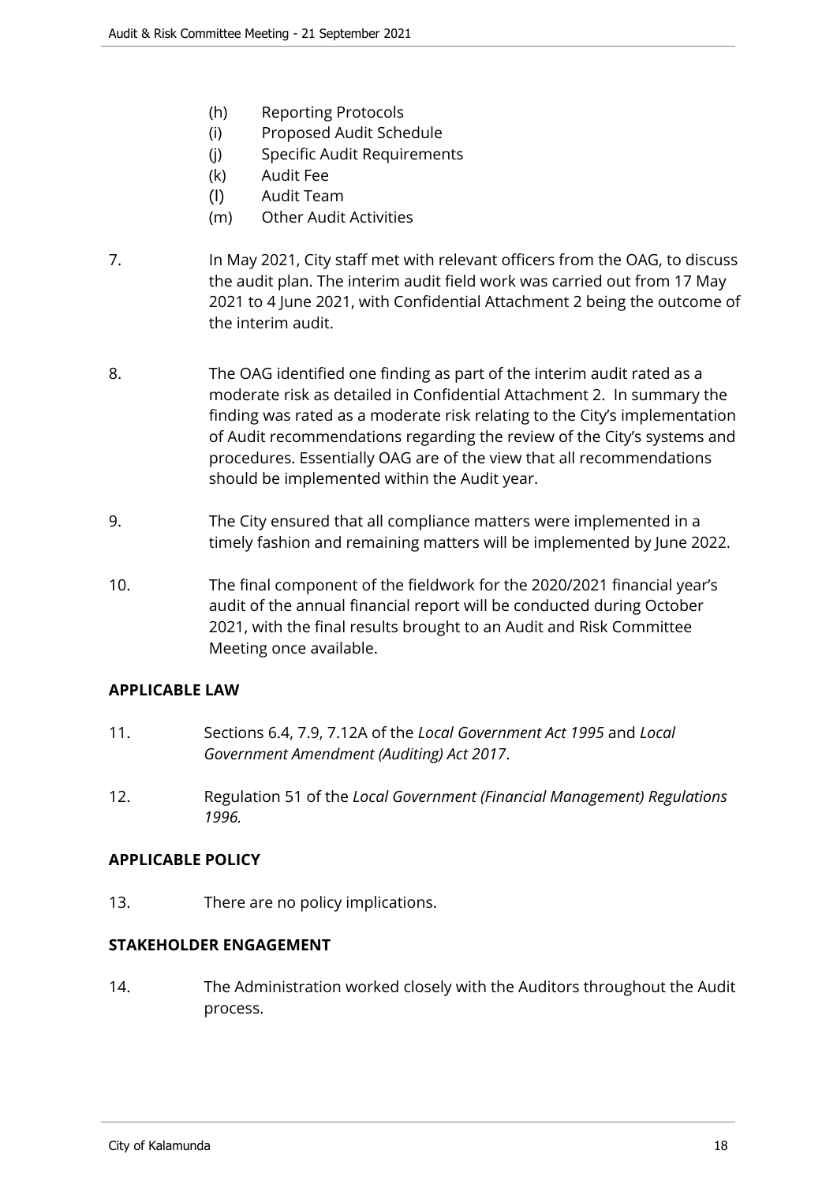(h) Reporting Protocols
(i) Proposed Audit Schedule
(j) Specific Audit Requirements
(k) Audit Fee
(l) Audit Team
(m) Other Audit Activities

7. In May 2021, City staff met with relevant officers from the OAG, to discuss the audit plan. The interim audit field work was carried out from 17 May 2021 to 4 June 2021, with Confidential Attachment 2 being the outcome of the interim audit.

8. The OAG identified one finding as part of the interim audit rated as a moderate risk as detailed in Confidential Attachment 2. In summary the finding was rated as a moderate risk relating to the City's implementation of Audit recommendations regarding the review of the City's systems and procedures. Essentially OAG are of the view that all recommendations should be implemented within the Audit year.

9. The City ensured that all compliance matters were implemented in a timely fashion and remaining matters will be implemented by June 2022.

10. The final component of the fieldwork for the 2020/2021 financial year's audit of the annual financial report will be conducted during October 2021, with the final results brought to an Audit and Risk Committee Meeting once available.

**APPLICABLE LAW**

11. Sections 6.4, 7.9, 7.12A of the *Local Government Act 1995* and *Local Government Amendment (Auditing) Act 2017*.

12. Regulation 51 of the *Local Government (Financial Management) Regulations 1996.*

**APPLICABLE POLICY**

13. There are no policy implications.

**STAKEHOLDER ENGAGEMENT**

14. The Administration worked closely with the Auditors throughout the Audit process.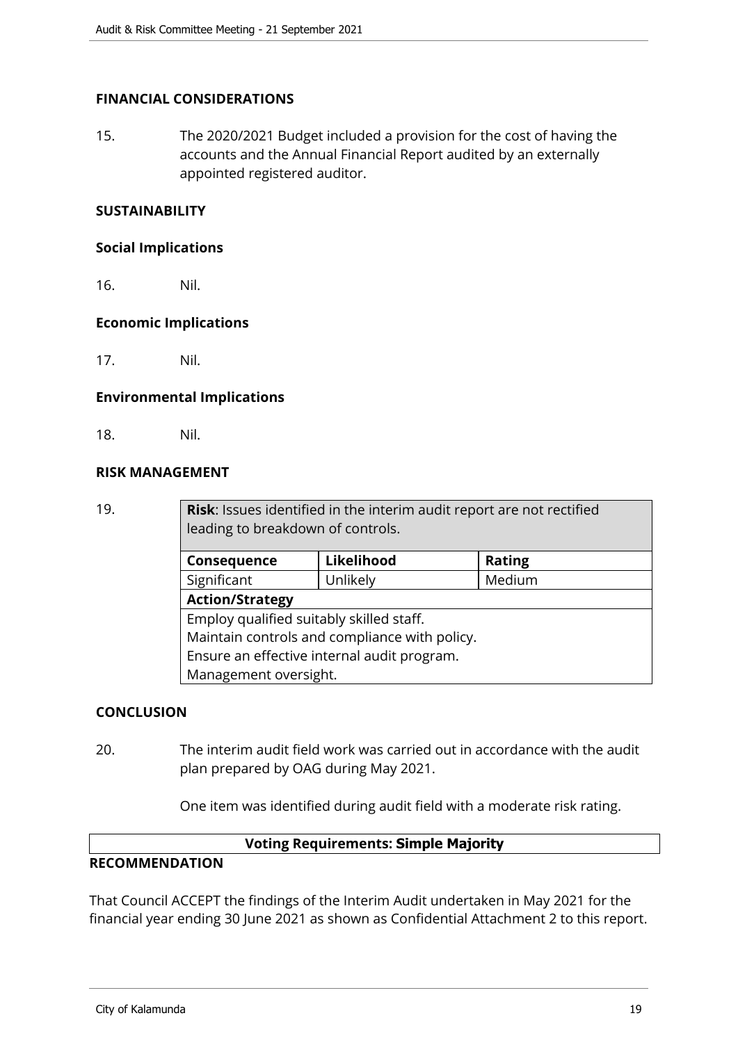### FINANCIAL CONSIDERATIONS

15. The 2020/2021 Budget included a provision for the cost of having the accounts and the Annual Financial Report audited by an externally appointed registered auditor.

### SUSTAINABILITY

#### Social Implications

16. Nil.

#### Economic Implications

17. Nil.

#### Environmental Implications

18. Nil.

### RISK MANAGEMENT

19.

| **Risk**: Issues identified in the interim audit report are not rectified leading to breakdown of controls. | | |
|---|---|---|
| **Consequence** | **Likelihood** | **Rating** |
| Significant | Unlikely | Medium |
| **Action/Strategy** | | |
| Employ qualified suitably skilled staff.<br>Maintain controls and compliance with policy.<br>Ensure an effective internal audit program.<br>Management oversight. | | |

### CONCLUSION

20. The interim audit field work was carried out in accordance with the audit plan prepared by OAG during May 2021.

One item was identified during audit field with a moderate risk rating.

**Voting Requirements: Simple Majority**

### RECOMMENDATION

That Council ACCEPT the findings of the Interim Audit undertaken in May 2021 for the financial year ending 30 June 2021 as shown as Confidential Attachment 2 to this report.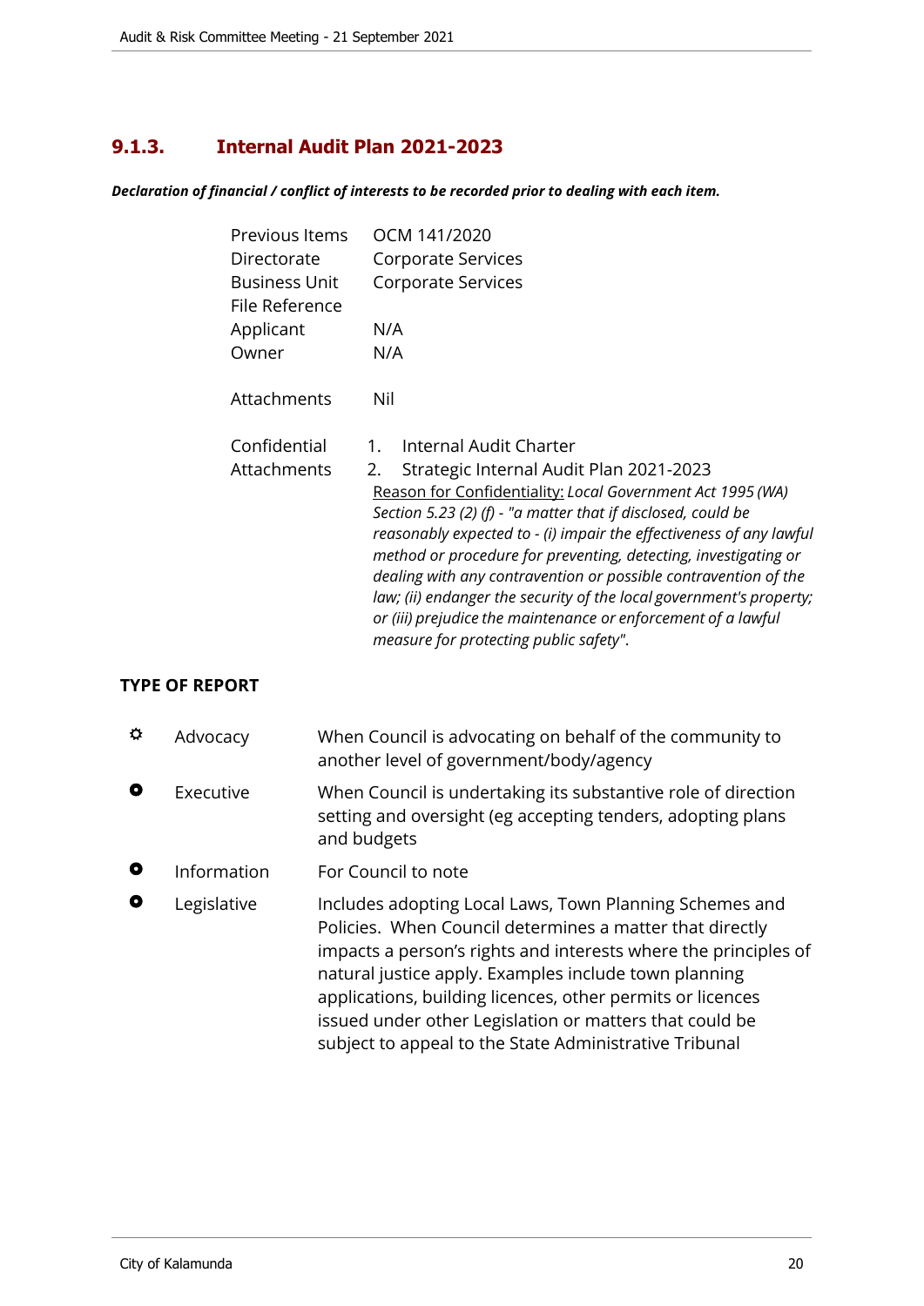## 9.1.3. Internal Audit Plan 2021-2023

***Declaration of financial / conflict of interests to be recorded prior to dealing with each item.***

| | |
|---|---|
| Previous Items | OCM 141/2020 |
| Directorate | Corporate Services |
| Business Unit | Corporate Services |
| File Reference | |
| Applicant | N/A |
| Owner | N/A |
| Attachments | Nil |
| Confidential Attachments | 1. Internal Audit Charter<br>2. Strategic Internal Audit Plan 2021-2023<br>Reason for Confidentiality: *Local Government Act 1995 (WA) Section 5.23 (2) (f) - "a matter that if disclosed, could be reasonably expected to - (i) impair the effectiveness of any lawful method or procedure for preventing, detecting, investigating or dealing with any contravention or possible contravention of the law; (ii) endanger the security of the local government's property; or (iii) prejudice the maintenance or enforcement of a lawful measure for protecting public safety".* |

### TYPE OF REPORT

| | | |
|---|---|---|
| ⚙ | Advocacy | When Council is advocating on behalf of the community to another level of government/body/agency |
| ● | Executive | When Council is undertaking its substantive role of direction setting and oversight (eg accepting tenders, adopting plans and budgets |
| ● | Information | For Council to note |
| ● | Legislative | Includes adopting Local Laws, Town Planning Schemes and Policies. When Council determines a matter that directly impacts a person's rights and interests where the principles of natural justice apply. Examples include town planning applications, building licences, other permits or licences issued under other Legislation or matters that could be subject to appeal to the State Administrative Tribunal |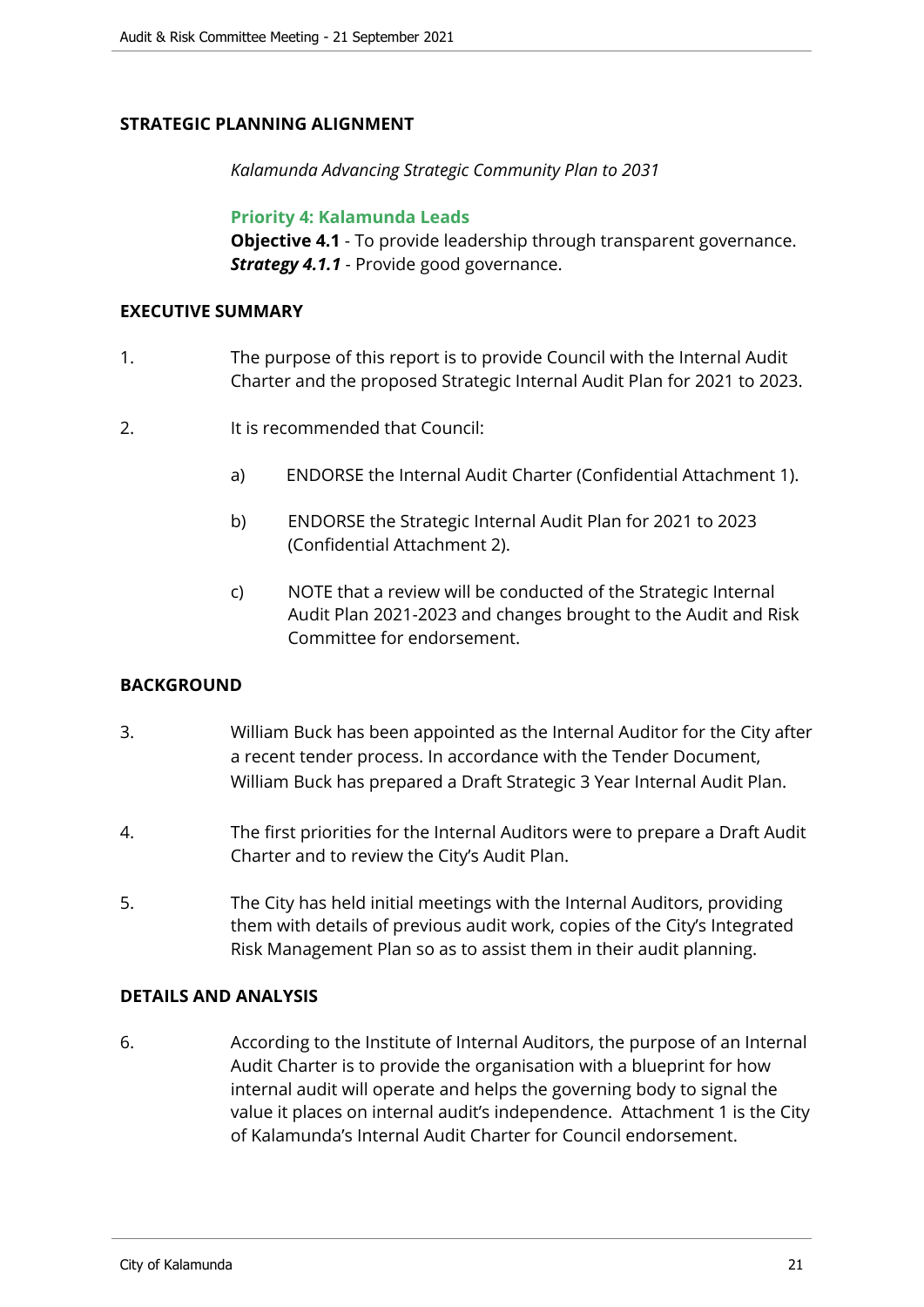## STRATEGIC PLANNING ALIGNMENT

*Kalamunda Advancing Strategic Community Plan to 2031*

**Priority 4: Kalamunda Leads**
**Objective 4.1** - To provide leadership through transparent governance.
***Strategy 4.1.1*** - Provide good governance.

## EXECUTIVE SUMMARY

1. The purpose of this report is to provide Council with the Internal Audit Charter and the proposed Strategic Internal Audit Plan for 2021 to 2023.

2. It is recommended that Council:

    a) ENDORSE the Internal Audit Charter (Confidential Attachment 1).

    b) ENDORSE the Strategic Internal Audit Plan for 2021 to 2023 (Confidential Attachment 2).

    c) NOTE that a review will be conducted of the Strategic Internal Audit Plan 2021-2023 and changes brought to the Audit and Risk Committee for endorsement.

## BACKGROUND

3. William Buck has been appointed as the Internal Auditor for the City after a recent tender process. In accordance with the Tender Document, William Buck has prepared a Draft Strategic 3 Year Internal Audit Plan.

4. The first priorities for the Internal Auditors were to prepare a Draft Audit Charter and to review the City's Audit Plan.

5. The City has held initial meetings with the Internal Auditors, providing them with details of previous audit work, copies of the City's Integrated Risk Management Plan so as to assist them in their audit planning.

## DETAILS AND ANALYSIS

6. According to the Institute of Internal Auditors, the purpose of an Internal Audit Charter is to provide the organisation with a blueprint for how internal audit will operate and helps the governing body to signal the value it places on internal audit's independence. Attachment 1 is the City of Kalamunda's Internal Audit Charter for Council endorsement.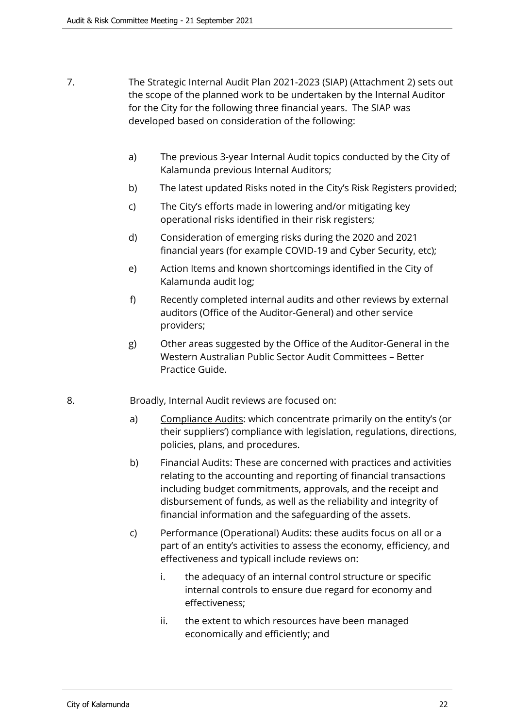7. The Strategic Internal Audit Plan 2021-2023 (SIAP) (Attachment 2) sets out the scope of the planned work to be undertaken by the Internal Auditor for the City for the following three financial years. The SIAP was developed based on consideration of the following:

   a) The previous 3-year Internal Audit topics conducted by the City of Kalamunda previous Internal Auditors;
   
   b) The latest updated Risks noted in the City's Risk Registers provided;
   
   c) The City's efforts made in lowering and/or mitigating key operational risks identified in their risk registers;
   
   d) Consideration of emerging risks during the 2020 and 2021 financial years (for example COVID-19 and Cyber Security, etc);
   
   e) Action Items and known shortcomings identified in the City of Kalamunda audit log;
   
   f) Recently completed internal audits and other reviews by external auditors (Office of the Auditor-General) and other service providers;
   
   g) Other areas suggested by the Office of the Auditor-General in the Western Australian Public Sector Audit Committees – Better Practice Guide.

8. Broadly, Internal Audit reviews are focused on:

   a) <u>Compliance Audits</u>: which concentrate primarily on the entity's (or their suppliers') compliance with legislation, regulations, directions, policies, plans, and procedures.
   
   b) Financial Audits: These are concerned with practices and activities relating to the accounting and reporting of financial transactions including budget commitments, approvals, and the receipt and disbursement of funds, as well as the reliability and integrity of financial information and the safeguarding of the assets.
   
   c) Performance (Operational) Audits: these audits focus on all or a part of an entity's activities to assess the economy, efficiency, and effectiveness and typicall include reviews on:
   
      i. the adequacy of an internal control structure or specific internal controls to ensure due regard for economy and effectiveness;
      
      ii. the extent to which resources have been managed economically and efficiently; and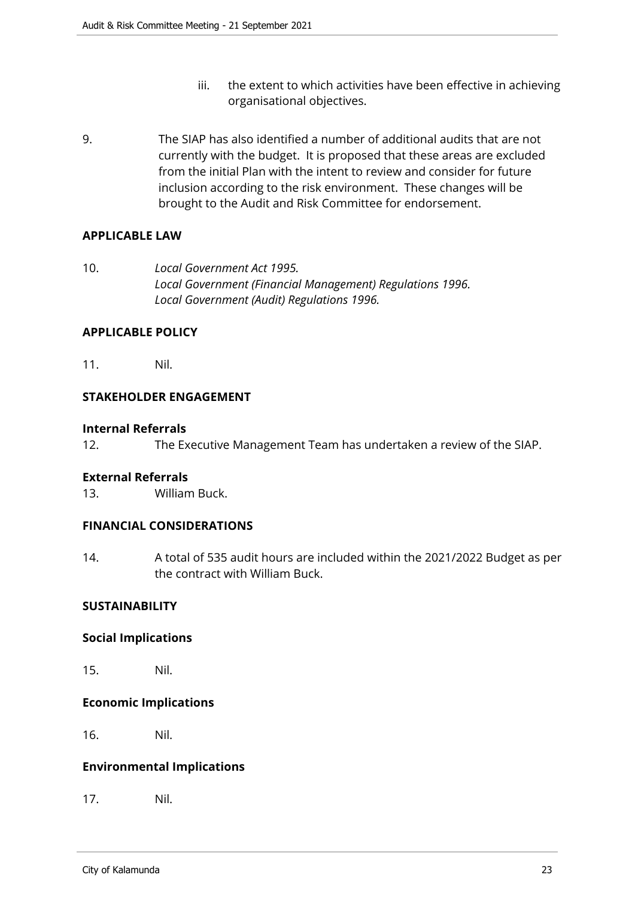iii. the extent to which activities have been effective in achieving organisational objectives.

9. The SIAP has also identified a number of additional audits that are not currently with the budget. It is proposed that these areas are excluded from the initial Plan with the intent to review and consider for future inclusion according to the risk environment. These changes will be brought to the Audit and Risk Committee for endorsement.

## APPLICABLE LAW

10. *Local Government Act 1995.*
*Local Government (Financial Management) Regulations 1996.*
*Local Government (Audit) Regulations 1996.*

## APPLICABLE POLICY

11. Nil.

## STAKEHOLDER ENGAGEMENT

### Internal Referrals

12. The Executive Management Team has undertaken a review of the SIAP.

### External Referrals

13. William Buck.

## FINANCIAL CONSIDERATIONS

14. A total of 535 audit hours are included within the 2021/2022 Budget as per the contract with William Buck.

## SUSTAINABILITY

### Social Implications

15. Nil.

### Economic Implications

16. Nil.

### Environmental Implications

17. Nil.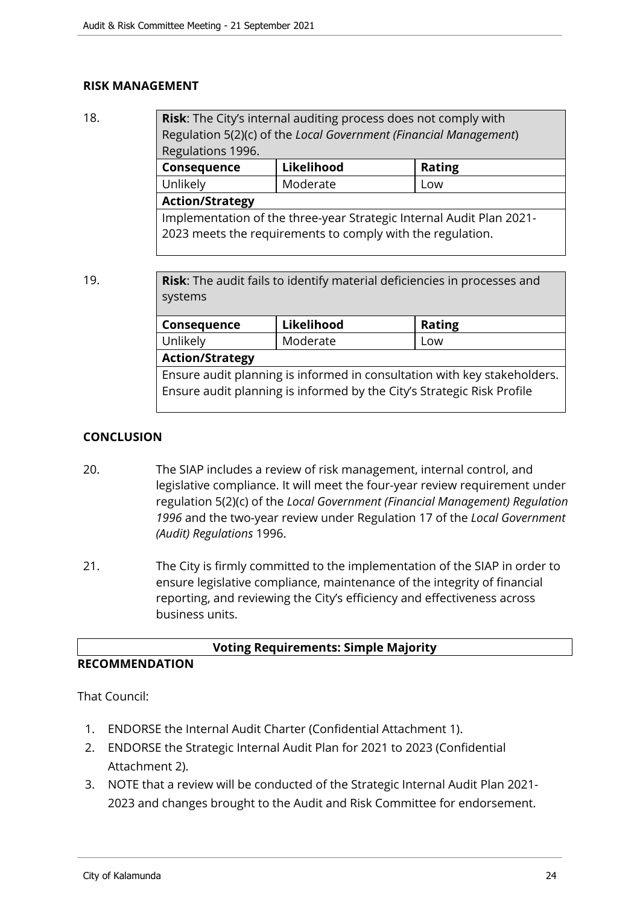**RISK MANAGEMENT**

18.

| **Risk**: The City's internal auditing process does not comply with Regulation 5(2)(c) of the *Local Government (Financial Management*) Regulations 1996. | | |
|---|---|---|
| **Consequence** | **Likelihood** | **Rating** |
| Unlikely | Moderate | Low |
| **Action/Strategy** | | |
| Implementation of the three-year Strategic Internal Audit Plan 2021-2023 meets the requirements to comply with the regulation. | | |

19.

| **Risk**: The audit fails to identify material deficiencies in processes and systems | | |
|---|---|---|
| **Consequence** | **Likelihood** | **Rating** |
| Unlikely | Moderate | Low |
| **Action/Strategy** | | |
| Ensure audit planning is informed in consultation with key stakeholders. Ensure audit planning is informed by the City's Strategic Risk Profile | | |

**CONCLUSION**

20. The SIAP includes a review of risk management, internal control, and legislative compliance. It will meet the four-year review requirement under regulation 5(2)(c) of the *Local Government (Financial Management) Regulation 1996* and the two-year review under Regulation 17 of the *Local Government (Audit) Regulations* 1996.

21. The City is firmly committed to the implementation of the SIAP in order to ensure legislative compliance, maintenance of the integrity of financial reporting, and reviewing the City's efficiency and effectiveness across business units.

**Voting Requirements: Simple Majority**

**RECOMMENDATION**

That Council:

1. ENDORSE the Internal Audit Charter (Confidential Attachment 1).
2. ENDORSE the Strategic Internal Audit Plan for 2021 to 2023 (Confidential Attachment 2).
3. NOTE that a review will be conducted of the Strategic Internal Audit Plan 2021-2023 and changes brought to the Audit and Risk Committee for endorsement.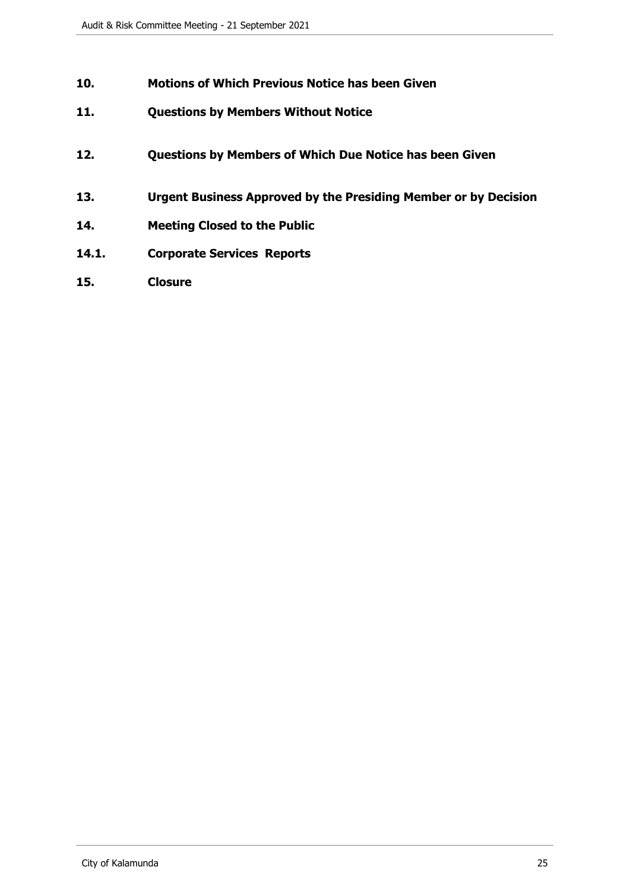## 10. Motions of Which Previous Notice has been Given

## 11. Questions by Members Without Notice

## 12. Questions by Members of Which Due Notice has been Given

## 13. Urgent Business Approved by the Presiding Member or by Decision

## 14. Meeting Closed to the Public

### 14.1. Corporate Services Reports

## 15. Closure